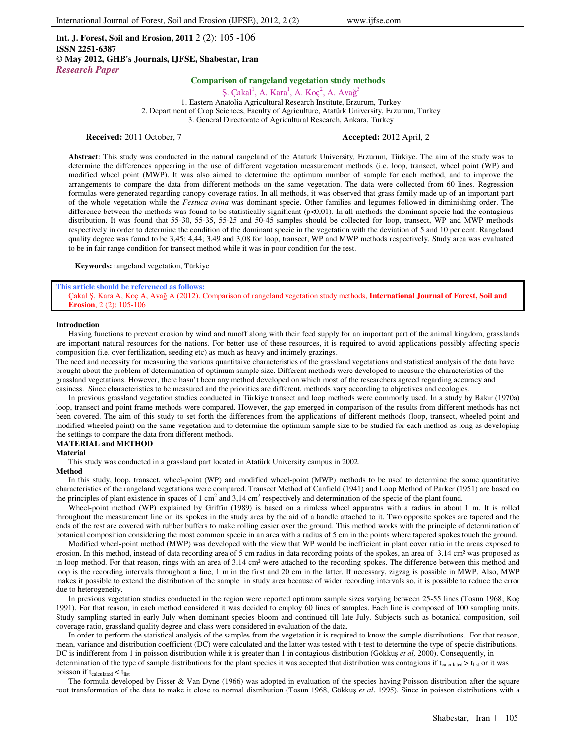**Int. J. Forest, Soil and Erosion, 2011** 2 (2): 105 -106
**ISSN 2251-6387**
**© May 2012, GHB's Journals, IJFSE, Shabestar, Iran**
*Research Paper*

# Comparison of rangeland vegetation study methods

Ş. Çakal[1], A. Kara[1], A. Koç[2], A. Avağ[3]

1. Eastern Anatolia Agricultural Research Institute, Erzurum, Turkey
2. Department of Crop Sciences, Faculty of Agriculture, Atatürk University, Erzurum, Turkey
3. General Directorate of Agricultural Research, Ankara, Turkey

**Received:** 2011 October, 7 **Accepted:** 2012 April, 2

**Abstract**: This study was conducted in the natural rangeland of the Ataturk University, Erzurum, Türkiye. The aim of the study was to determine the differences appearing in the use of different vegetation measurement methods (i.e. loop, transect, wheel point (WP) and modified wheel point (MWP). It was also aimed to determine the optimum number of sample for each method, and to improve the arrangements to compare the data from different methods on the same vegetation. The data were collected from 60 lines. Regression formulas were generated regarding canopy coverage ratios. In all methods, it was observed that grass family made up of an important part of the whole vegetation while the *Festuca ovina* was dominant specie. Other families and legumes followed in diminishing order. The difference between the methods was found to be statistically significant ($p<0,01$). In all methods the dominant specie had the contagious distribution. It was found that 55-30, 55-35, 55-25 and 50-45 samples should be collected for loop, transect, WP and MWP methods respectively in order to determine the condition of the dominant specie in the vegetation with the deviation of 5 and 10 per cent. Rangeland quality degree was found to be 3,45; 4,44; 3,49 and 3,08 for loop, transect, WP and MWP methods respectively. Study area was evaluated to be in fair range condition for transect method while it was in poor condition for the rest.

**Keywords:** rangeland vegetation, Türkiye

**This article should be referenced as follows:**
Çakal Ş, Kara A, Koç A, Avağ A (2012). Comparison of rangeland vegetation study methods, **International Journal of Forest, Soil and Erosion**, 2 (2): 105-106

## Introduction

Having functions to prevent erosion by wind and runoff along with their feed supply for an important part of the animal kingdom, grasslands are important natural resources for the nations. For better use of these resources, it is required to avoid applications possibly affecting specie composition (i.e. over fertilization, seeding etc) as much as heavy and intimely grazings.

The need and necessity for measuring the various quantitaive characteristics of the grassland vegetations and statistical analysis of the data have brought about the problem of determination of optimum sample size. Different methods were developed to measure the characteristics of the grassland vegetations. However, there hasn't been any method developed on which most of the researchers agreed regarding accuracy and easiness. Since characteristics to be measured and the priorities are different, methods vary according to objectives and ecologies.

In previous grassland vegetation studies conducted in Türkiye transect and loop methods were commonly used. In a study by Bakır (1970a) loop, transect and point frame methods were compared. However, the gap emerged in comparison of the results from different methods has not been covered. The aim of this study to set forth the differences from the applications of different methods (loop, transect, wheeled point and modified wheeled point) on the same vegetation and to determine the optimum sample size to be studied for each method as long as developing the settings to compare the data from different methods.

## MATERIAL and METHOD

### Material

This study was conducted in a grassland part located in Atatürk University campus in 2002.

### Method

In this study, loop, transect, wheel-point (WP) and modified wheel-point (MWP) methods to be used to determine the some quantitative characteristics of the rangeland vegetations were compared. Transect Method of Canfield (1941) and Loop Method of Parker (1951) are based on the principles of plant existence in spaces of 1 $cm^2$ and 3,14 $cm^2$ respectively and determination of the specie of the plant found.

Wheel-point method (WP) explained by Griffin (1989) is based on a rimless wheel apparatus with a radius in about 1 m. It is rolled throughout the measurement line on its spokes in the study area by the aid of a handle attached to it. Two opposite spokes are tapered and the ends of the rest are covered with rubber buffers to make rolling easier over the ground. This method works with the principle of determination of botanical composition considering the most common specie in an area with a radius of 5 cm in the points where tapered spokes touch the ground.

Modified wheel-point method (MWP) was developed with the view that WP would be inefficient in plant cover ratio in the areas exposed to erosion. In this method, instead of data recording area of 5 cm radius in data recording points of the spokes, an area of 3.14 cm² was proposed as in loop method. For that reason, rings with an area of 3.14 cm² were attached to the recording spokes. The difference between this method and loop is the recording intervals throughout a line, 1 m in the first and 20 cm in the latter. If necessary, zigzag is possible in MWP. Also, MWP makes it possible to extend the distribution of the sample in study area because of wider recording intervals so, it is possible to reduce the error due to heterogeneity.

In previous vegetation studies conducted in the region were reported optimum sample sizes varying between 25-55 lines (Tosun 1968; Koç 1991). For that reason, in each method considered it was decided to employ 60 lines of samples. Each line is composed of 100 sampling units. Study sampling started in early July when dominant species bloom and continued till late July. Subjects such as botanical composition, soil coverage ratio, grassland quality degree and class were considered in evaluation of the data.

In order to perform the statistical analysis of the samples from the vegetation it is required to know the sample distributions. For that reason, mean, variance and distribution coefficient (DC) were calculated and the latter was tested with t-test to determine the type of specie distributions. DC is indifferent from 1 in poisson distribution while it is greater than 1 in contagious distribution (Gökkuş *et al,* 2000). Consequently, in determination of the type of sample distributions for the plant species it was accepted that distribution was contagious if $t_{calculated} > t_{list}$ or it was poisson if $t_{calculated} < t_{list}$

The formula developed by Fisser & Van Dyne (1966) was adopted in evaluation of the species having Poisson distribution after the square root transformation of the data to make it close to normal distribution (Tosun 1968, Gökkuş *et al*. 1995). Since in poisson distributions with a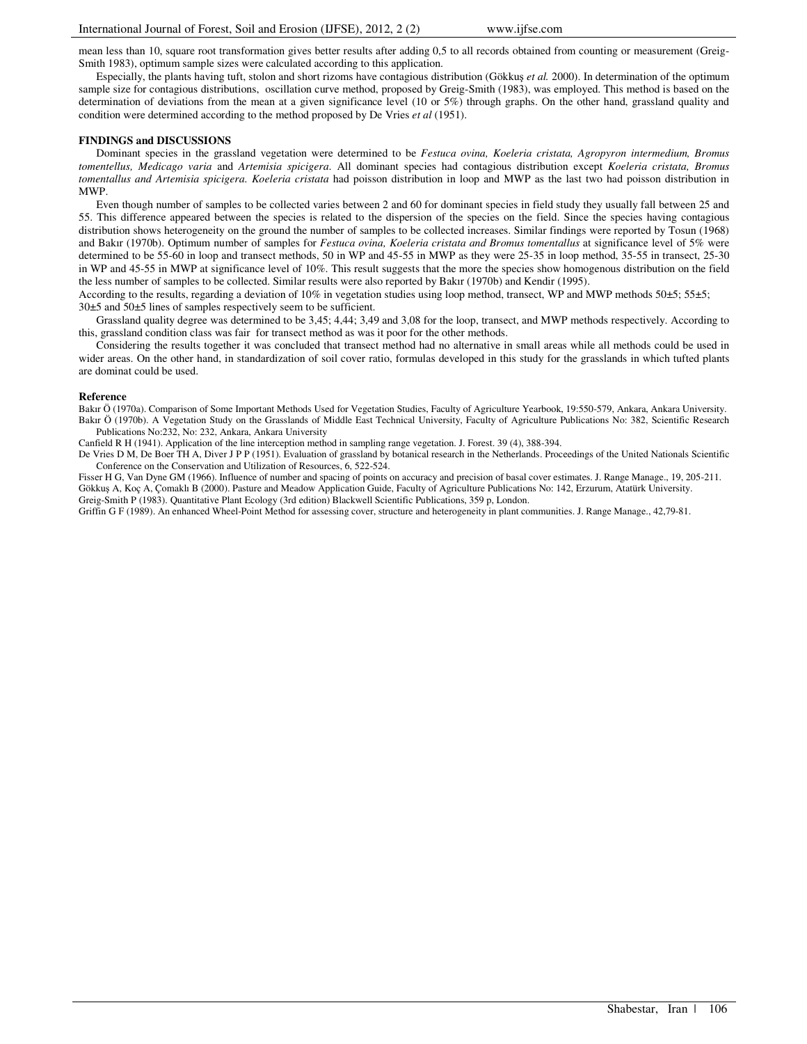mean less than 10, square root transformation gives better results after adding 0,5 to all records obtained from counting or measurement (Greig-Smith 1983), optimum sample sizes were calculated according to this application.

Especially, the plants having tuft, stolon and short rizoms have contagious distribution (Gökkuş *et al.* 2000). In determination of the optimum sample size for contagious distributions, oscillation curve method, proposed by Greig-Smith (1983), was employed. This method is based on the determination of deviations from the mean at a given significance level (10 or 5%) through graphs. On the other hand, grassland quality and condition were determined according to the method proposed by De Vries *et al* (1951).

## FINDINGS and DISCUSSIONS

Dominant species in the grassland vegetation were determined to be *Festuca ovina, Koeleria cristata, Agropyron intermedium, Bromus tomentellus, Medicago varia* and *Artemisia spicigera.* All dominant species had contagious distribution except *Koeleria cristata, Bromus tomentallus and Artemisia spicigera. Koeleria cristata* had poisson distribution in loop and MWP as the last two had poisson distribution in MWP.

Even though number of samples to be collected varies between 2 and 60 for dominant species in field study they usually fall between 25 and 55. This difference appeared between the species is related to the dispersion of the species on the field. Since the species having contagious distribution shows heterogeneity on the ground the number of samples to be collected increases. Similar findings were reported by Tosun (1968) and Bakır (1970b). Optimum number of samples for *Festuca ovina, Koeleria cristata and Bromus tomentallus* at significance level of 5% were determined to be 55-60 in loop and transect methods, 50 in WP and 45-55 in MWP as they were 25-35 in loop method, 35-55 in transect, 25-30 in WP and 45-55 in MWP at significance level of 10%. This result suggests that the more the species show homogenous distribution on the field the less number of samples to be collected. Similar results were also reported by Bakır (1970b) and Kendir (1995).

According to the results, regarding a deviation of 10% in vegetation studies using loop method, transect, WP and MWP methods 50±5; 55±5; 30±5 and 50±5 lines of samples respectively seem to be sufficient.

Grassland quality degree was determined to be 3,45; 4,44; 3,49 and 3,08 for the loop, transect, and MWP methods respectively. According to this, grassland condition class was fair for transect method as was it poor for the other methods.

Considering the results together it was concluded that transect method had no alternative in small areas while all methods could be used in wider areas. On the other hand, in standardization of soil cover ratio, formulas developed in this study for the grasslands in which tufted plants are dominat could be used.

## Reference

Bakır Ö (1970a). Comparison of Some Important Methods Used for Vegetation Studies, Faculty of Agriculture Yearbook, 19:550-579, Ankara, Ankara University.

Bakır Ö (1970b). A Vegetation Study on the Grasslands of Middle East Technical University, Faculty of Agriculture Publications No: 382, Scientific Research Publications No:232, No: 232, Ankara, Ankara University

Canfield R H (1941). Application of the line interception method in sampling range vegetation. J. Forest. 39 (4), 388-394.

De Vries D M, De Boer TH A, Diver J P P (1951). Evaluation of grassland by botanical research in the Netherlands. Proceedings of the United Nationals Scientific Conference on the Conservation and Utilization of Resources, 6, 522-524.

Fisser H G, Van Dyne GM (1966). Influence of number and spacing of points on accuracy and precision of basal cover estimates. J. Range Manage., 19, 205-211.

Gökkuş A, Koç A, Çomaklı B (2000). Pasture and Meadow Application Guide, Faculty of Agriculture Publications No: 142, Erzurum, Atatürk University.

Greig-Smith P (1983). Quantitative Plant Ecology (3rd edition) Blackwell Scientific Publications, 359 p, London.

Griffin G F (1989). An enhanced Wheel-Point Method for assessing cover, structure and heterogeneity in plant communities. J. Range Manage., 42,79-81.